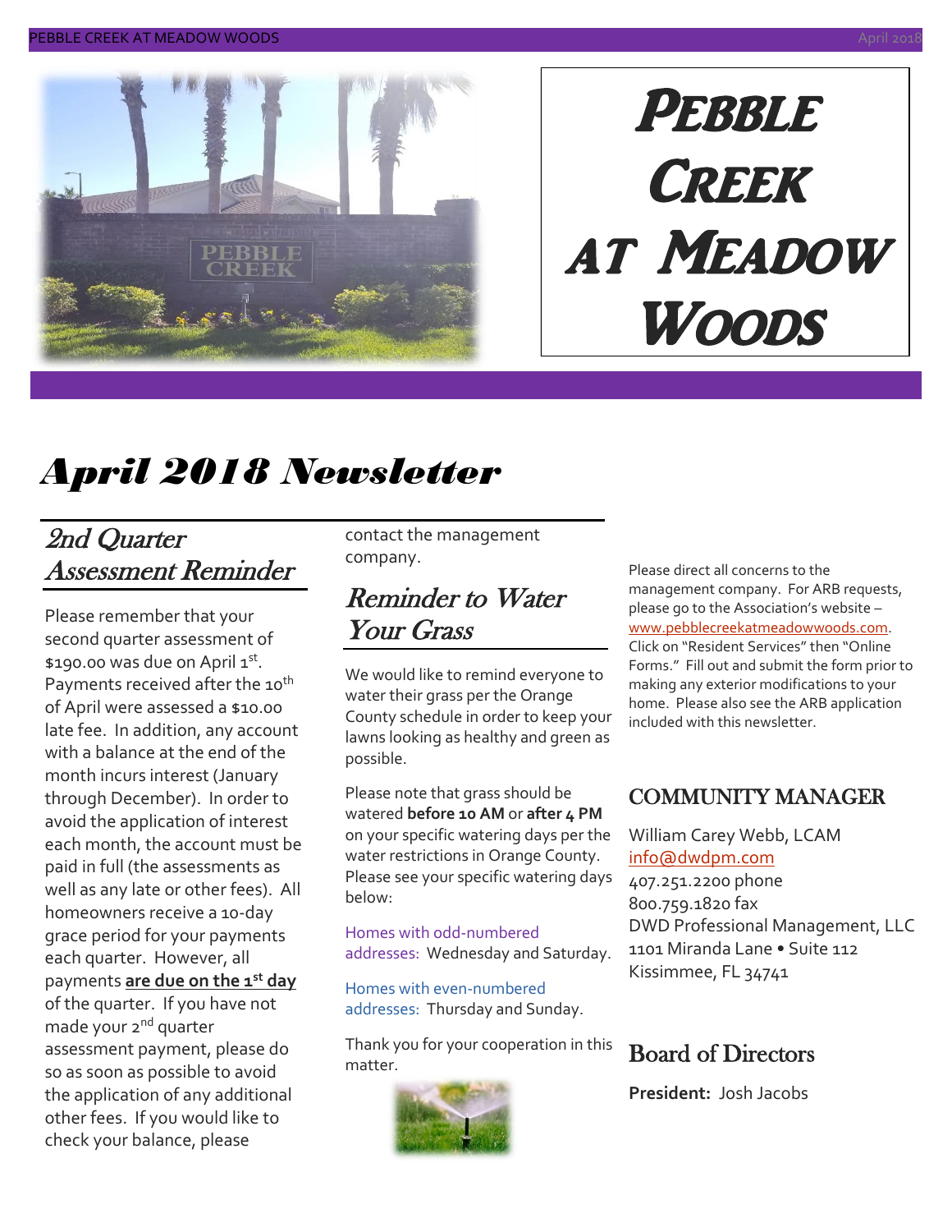# Pebble Creek at Meadow Woods

## April 2018 Newsletter

### 2nd Quarter Assessment Reminder

Please remember that your second quarter assessment of $190.00 was due on April 1st. Payments received after the 10th of April were assessed a $10.00 late fee. In addition, any account with a balance at the end of the month incurs interest (January through December). In order to avoid the application of interest each month, the account must be paid in full (the assessments as well as any late or other fees). All homeowners receive a 10-day grace period for your payments each quarter. However, all payments **are due on the 1st day** of the quarter. If you have not made your 2nd quarter assessment payment, please do so as soon as possible to avoid the application of any additional other fees. If you would like to check your balance, please contact the management company.

### Reminder to Water Your Grass

We would like to remind everyone to water their grass per the Orange County schedule in order to keep your lawns looking as healthy and green as possible.

Please note that grass should be watered **before 10 AM** or **after 4 PM** on your specific watering days per the water restrictions in Orange County. Please see your specific watering days below:

Homes with odd-numbered addresses: Wednesday and Saturday.

Homes with even-numbered addresses: Thursday and Sunday.

Thank you for your cooperation in this matter.

Please direct all concerns to the management company. For ARB requests, please go to the Association's website – www.pebblecreekatmeadowwoods.com. Click on "Resident Services" then "Online Forms." Fill out and submit the form prior to making any exterior modifications to your home. Please also see the ARB application included with this newsletter.

### COMMUNITY MANAGER

William Carey Webb, LCAM
info@dwdpm.com
407.251.2200 phone
800.759.1820 fax
DWD Professional Management, LLC
1101 Miranda Lane • Suite 112
Kissimmee, FL 34741

### Board of Directors

**President:** Josh Jacobs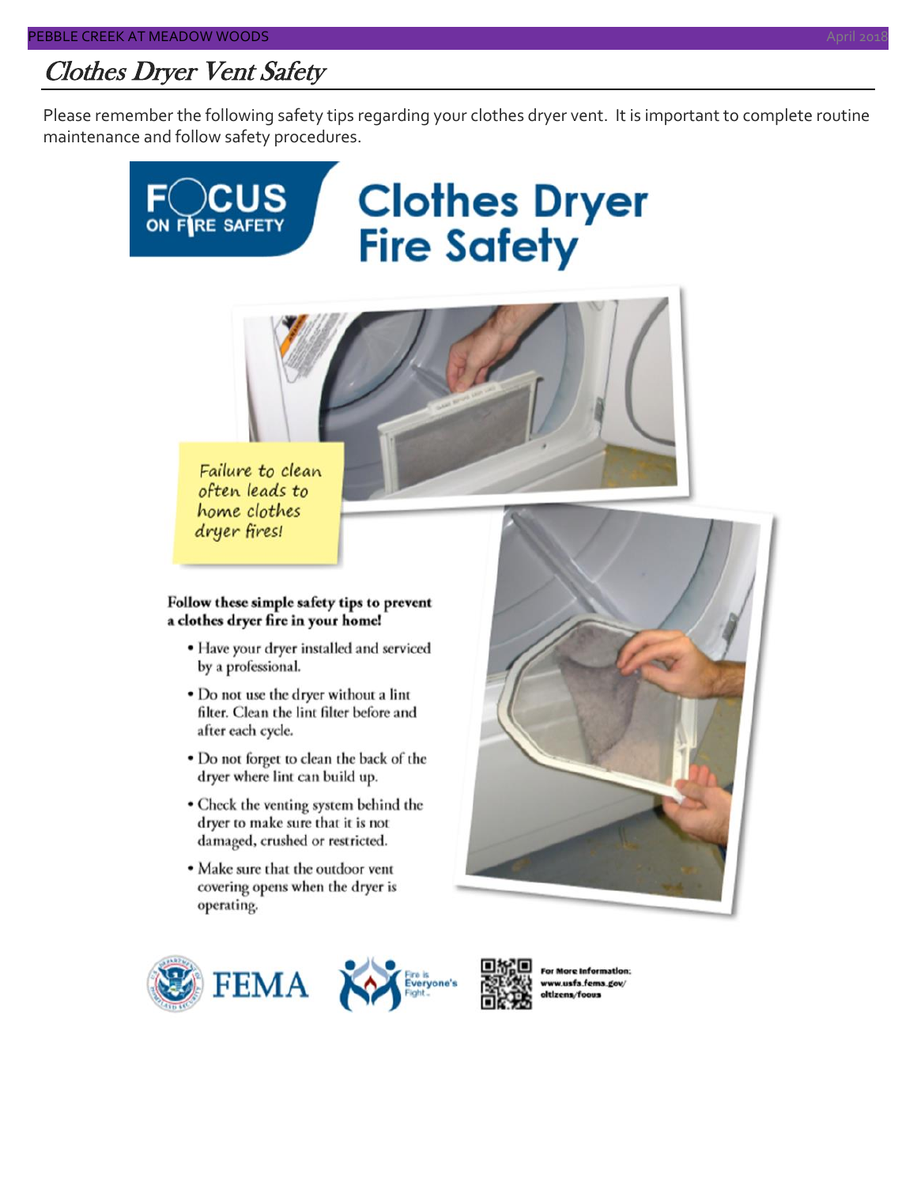## *Clothes Dryer Vent Safety*

Please remember the following safety tips regarding your clothes dryer vent. It is important to complete routine maintenance and follow safety procedures.

FOCUS ON FIRE SAFETY

# Clothes Dryer Fire Safety

Failure to clean often leads to home clothes dryer fires!

**Follow these simple safety tips to prevent a clothes dryer fire in your home!**

- Have your dryer installed and serviced by a professional.
- Do not use the dryer without a lint filter. Clean the lint filter before and after each cycle.
- Do not forget to clean the back of the dryer where lint can build up.
- Check the venting system behind the dryer to make sure that it is not damaged, crushed or restricted.
- Make sure that the outdoor vent covering opens when the dryer is operating.

FEMA

Fire is Everyone's Fight

For More Information: www.usfa.fema.gov/citizens/focus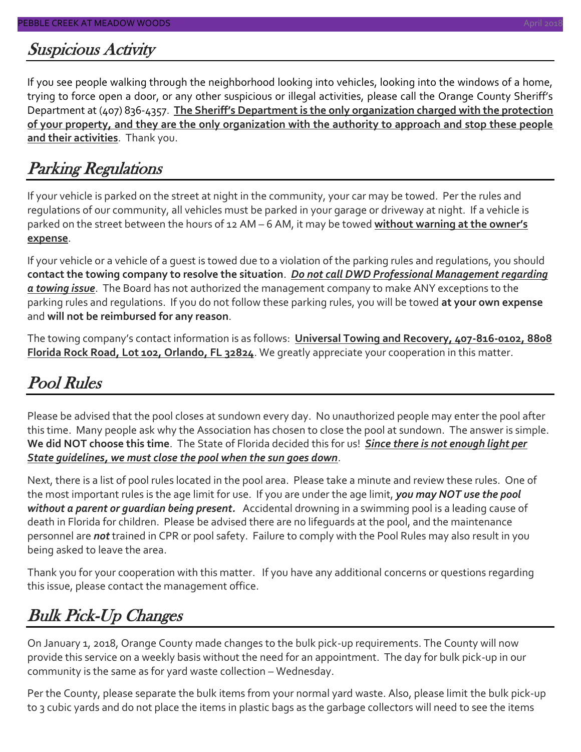## *Suspicious Activity*

If you see people walking through the neighborhood looking into vehicles, looking into the windows of a home, trying to force open a door, or any other suspicious or illegal activities, please call the Orange County Sheriff's Department at (407) 836-4357. **The Sheriff's Department is the only organization charged with the protection of your property, and they are the only organization with the authority to approach and stop these people and their activities**. Thank you.

## *Parking Regulations*

If your vehicle is parked on the street at night in the community, your car may be towed. Per the rules and regulations of our community, all vehicles must be parked in your garage or driveway at night. If a vehicle is parked on the street between the hours of 12 AM – 6 AM, it may be towed **without warning at the owner's expense**.

If your vehicle or a vehicle of a guest is towed due to a violation of the parking rules and regulations, you should **contact the towing company to resolve the situation**. ***Do not call DWD Professional Management regarding a towing issue***. The Board has not authorized the management company to make ANY exceptions to the parking rules and regulations. If you do not follow these parking rules, you will be towed **at your own expense** and **will not be reimbursed for any reason**.

The towing company's contact information is as follows: **Universal Towing and Recovery, 407-816-0102, 8808 Florida Rock Road, Lot 102, Orlando, FL 32824**. We greatly appreciate your cooperation in this matter.

## *Pool Rules*

Please be advised that the pool closes at sundown every day. No unauthorized people may enter the pool after this time. Many people ask why the Association has chosen to close the pool at sundown. The answer is simple. **We did NOT choose this time**. The State of Florida decided this for us! ***Since there is not enough light per State guidelines, we must close the pool when the sun goes down***.

Next, there is a list of pool rules located in the pool area. Please take a minute and review these rules. One of the most important rules is the age limit for use. If you are under the age limit, ***you may NOT use the pool without a parent or guardian being present.*** Accidental drowning in a swimming pool is a leading cause of death in Florida for children. Please be advised there are no lifeguards at the pool, and the maintenance personnel are ***not*** trained in CPR or pool safety. Failure to comply with the Pool Rules may also result in you being asked to leave the area.

Thank you for your cooperation with this matter. If you have any additional concerns or questions regarding this issue, please contact the management office.

## *Bulk Pick-Up Changes*

On January 1, 2018, Orange County made changes to the bulk pick-up requirements. The County will now provide this service on a weekly basis without the need for an appointment. The day for bulk pick-up in our community is the same as for yard waste collection – Wednesday.

Per the County, please separate the bulk items from your normal yard waste. Also, please limit the bulk pick-up to 3 cubic yards and do not place the items in plastic bags as the garbage collectors will need to see the items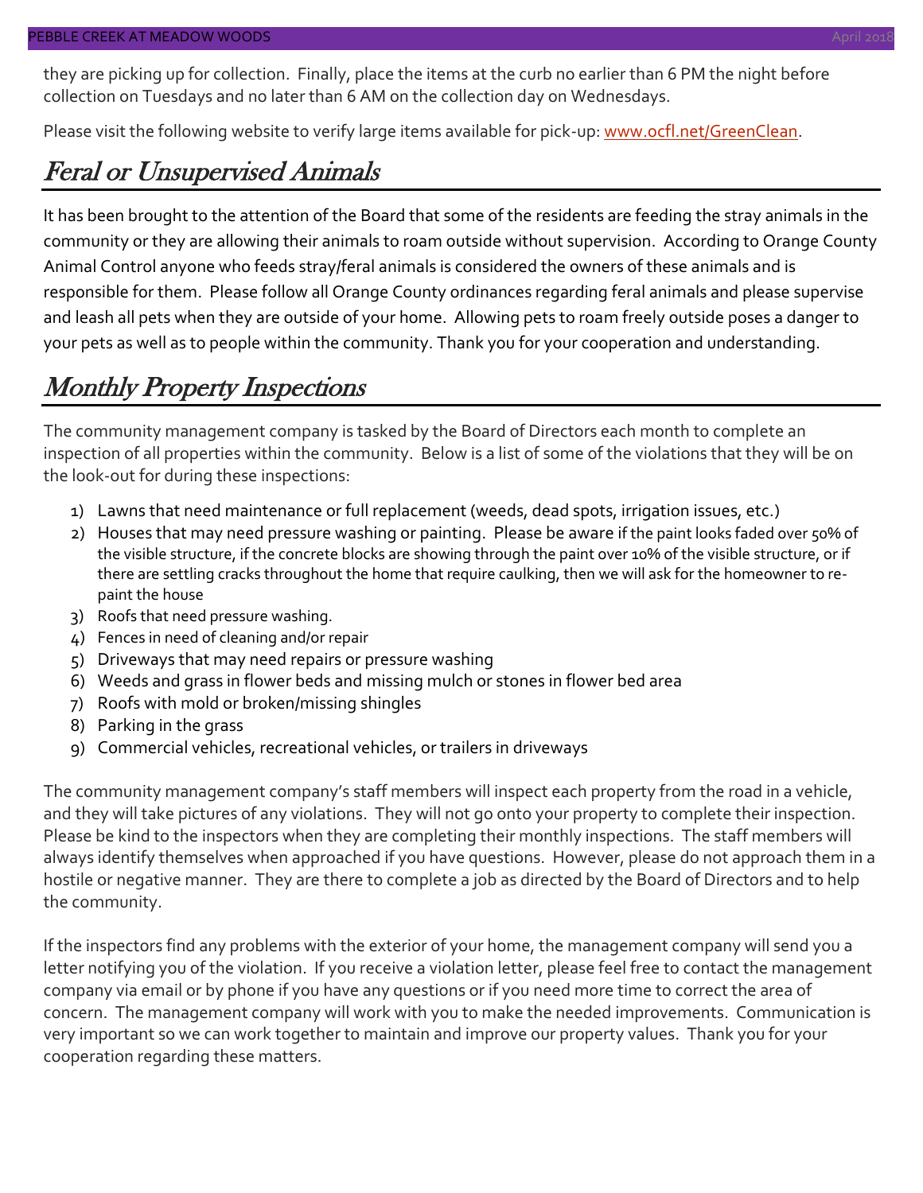they are picking up for collection. Finally, place the items at the curb no earlier than 6 PM the night before collection on Tuesdays and no later than 6 AM on the collection day on Wednesdays.

Please visit the following website to verify large items available for pick-up: [www.ocfl.net/GreenClean](www.ocfl.net/GreenClean).

## Feral or Unsupervised Animals

It has been brought to the attention of the Board that some of the residents are feeding the stray animals in the community or they are allowing their animals to roam outside without supervision. According to Orange County Animal Control anyone who feeds stray/feral animals is considered the owners of these animals and is responsible for them. Please follow all Orange County ordinances regarding feral animals and please supervise and leash all pets when they are outside of your home. Allowing pets to roam freely outside poses a danger to your pets as well as to people within the community. Thank you for your cooperation and understanding.

## Monthly Property Inspections

The community management company is tasked by the Board of Directors each month to complete an inspection of all properties within the community. Below is a list of some of the violations that they will be on the look-out for during these inspections:

1) Lawns that need maintenance or full replacement (weeds, dead spots, irrigation issues, etc.)
2) Houses that may need pressure washing or painting. Please be aware if the paint looks faded over 50% of the visible structure, if the concrete blocks are showing through the paint over 10% of the visible structure, or if there are settling cracks throughout the home that require caulking, then we will ask for the homeowner to re-paint the house
3) Roofs that need pressure washing.
4) Fences in need of cleaning and/or repair
5) Driveways that may need repairs or pressure washing
6) Weeds and grass in flower beds and missing mulch or stones in flower bed area
7) Roofs with mold or broken/missing shingles
8) Parking in the grass
9) Commercial vehicles, recreational vehicles, or trailers in driveways

The community management company's staff members will inspect each property from the road in a vehicle, and they will take pictures of any violations. They will not go onto your property to complete their inspection. Please be kind to the inspectors when they are completing their monthly inspections. The staff members will always identify themselves when approached if you have questions. However, please do not approach them in a hostile or negative manner. They are there to complete a job as directed by the Board of Directors and to help the community.

If the inspectors find any problems with the exterior of your home, the management company will send you a letter notifying you of the violation. If you receive a violation letter, please feel free to contact the management company via email or by phone if you have any questions or if you need more time to correct the area of concern. The management company will work with you to make the needed improvements. Communication is very important so we can work together to maintain and improve our property values. Thank you for your cooperation regarding these matters.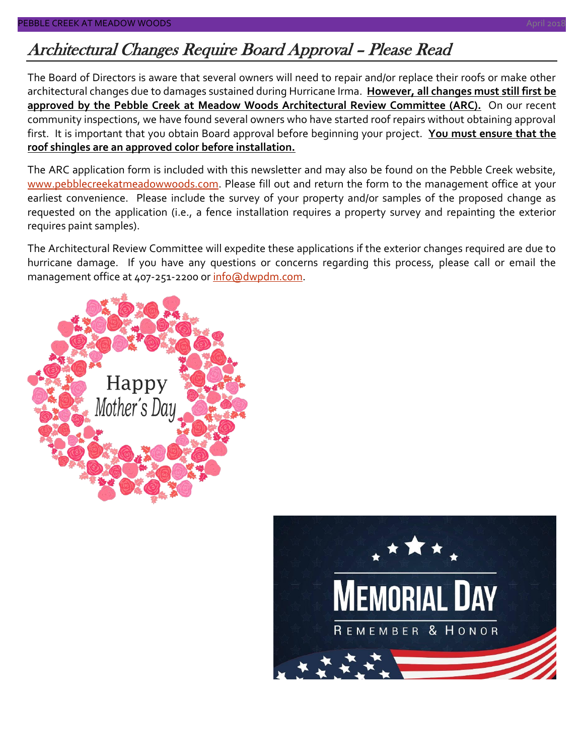# Architectural Changes Require Board Approval – Please Read

The Board of Directors is aware that several owners will need to repair and/or replace their roofs or make other architectural changes due to damages sustained during Hurricane Irma. **However, all changes must still first be approved by the Pebble Creek at Meadow Woods Architectural Review Committee (ARC).** On our recent community inspections, we have found several owners who have started roof repairs without obtaining approval first. It is important that you obtain Board approval before beginning your project. **You must ensure that the roof shingles are an approved color before installation.**

The ARC application form is included with this newsletter and may also be found on the Pebble Creek website, www.pebblecreekatmeadowwoods.com. Please fill out and return the form to the management office at your earliest convenience. Please include the survey of your property and/or samples of the proposed change as requested on the application (i.e., a fence installation requires a property survey and repainting the exterior requires paint samples).

The Architectural Review Committee will expedite these applications if the exterior changes required are due to hurricane damage. If you have any questions or concerns regarding this process, please call or email the management office at 407-251-2200 or info@dwpdm.com.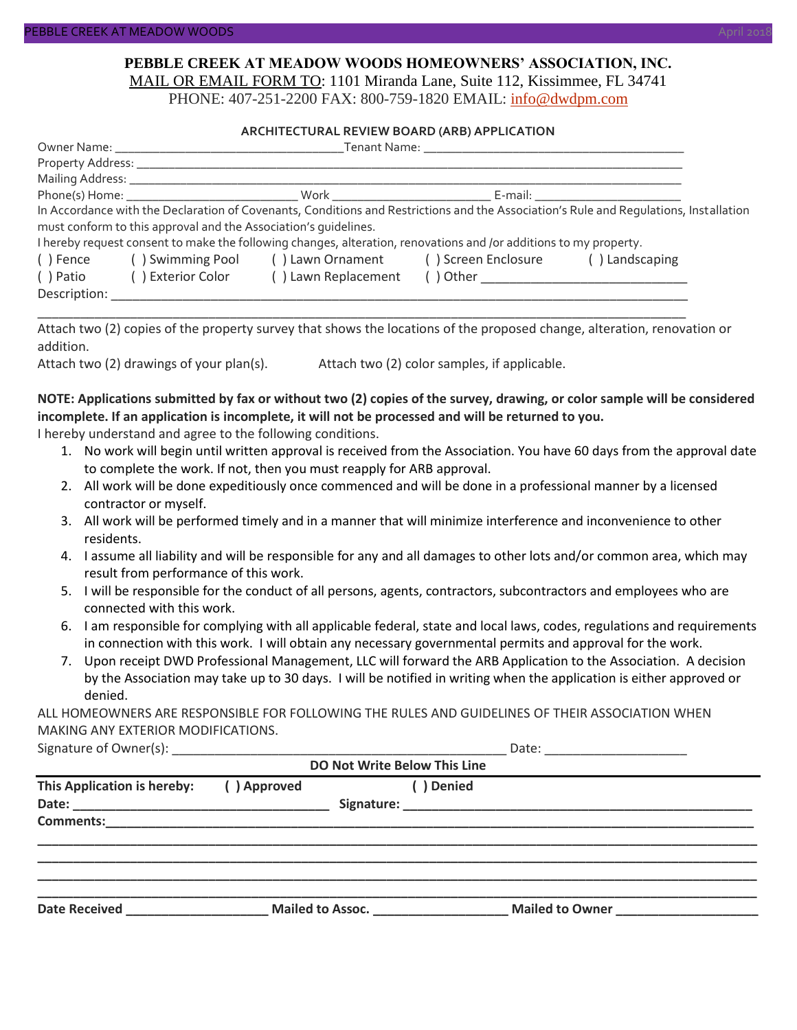**PEBBLE CREEK AT MEADOW WOODS HOMEOWNERS' ASSOCIATION, INC.**

MAIL OR EMAIL FORM TO: 1101 Miranda Lane, Suite 112, Kissimmee, FL 34741

PHONE: 407-251-2200 FAX: 800-759-1820 EMAIL: info@dwdpm.com

**ARCHITECTURAL REVIEW BOARD (ARB) APPLICATION**

Owner Name: ___________________________________Tenant Name: ________________________________________

Property Address: ________________________________________________________________________________

Mailing Address: _________________________________________________________________________________

Phone(s) Home: __________________________ Work _________________________ E-mail: ______________________

In Accordance with the Declaration of Covenants, Conditions and Restrictions and the Association's Rule and Regulations, Installation must conform to this approval and the Association's guidelines.

I hereby request consent to make the following changes, alteration, renovations and /or additions to my property.

( ) Fence ( ) Swimming Pool ( ) Lawn Ornament ( ) Screen Enclosure ( ) Landscaping

( ) Patio ( ) Exterior Color ( ) Lawn Replacement ( ) Other _______________________________

Description: _______________________________________________________________________________________

_____________________________________________________________________________________________________

Attach two (2) copies of the property survey that shows the locations of the proposed change, alteration, renovation or addition.

Attach two (2) drawings of your plan(s). Attach two (2) color samples, if applicable.

**NOTE: Applications submitted by fax or without two (2) copies of the survey, drawing, or color sample will be considered incomplete. If an application is incomplete, it will not be processed and will be returned to you.**

I hereby understand and agree to the following conditions.

1. No work will begin until written approval is received from the Association. You have 60 days from the approval date to complete the work. If not, then you must reapply for ARB approval.
2. All work will be done expeditiously once commenced and will be done in a professional manner by a licensed contractor or myself.
3. All work will be performed timely and in a manner that will minimize interference and inconvenience to other residents.
4. I assume all liability and will be responsible for any and all damages to other lots and/or common area, which may result from performance of this work.
5. I will be responsible for the conduct of all persons, agents, contractors, subcontractors and employees who are connected with this work.
6. I am responsible for complying with all applicable federal, state and local laws, codes, regulations and requirements in connection with this work. I will obtain any necessary governmental permits and approval for the work.
7. Upon receipt DWD Professional Management, LLC will forward the ARB Application to the Association. A decision by the Association may take up to 30 days. I will be notified in writing when the application is either approved or denied.

ALL HOMEOWNERS ARE RESPONSIBLE FOR FOLLOWING THE RULES AND GUIDELINES OF THEIR ASSOCIATION WHEN MAKING ANY EXTERIOR MODIFICATIONS.

Signature of Owner(s): _________________________________________________ Date: ____________________

**DO Not Write Below This Line**

**This Application is hereby: ( ) Approved ( ) Denied**

**Date: ___________________________________ Signature: ____________________________________________________**

**Comments:_______________________________________________________________________________________________**

**_____________________________________________________________________________________________________________**

**_____________________________________________________________________________________________________________**

**_____________________________________________________________________________________________________________**

**_____________________________________________________________________________________________________________**

**Date Received ____________________ Mailed to Assoc. ___________________ Mailed to Owner ___________________**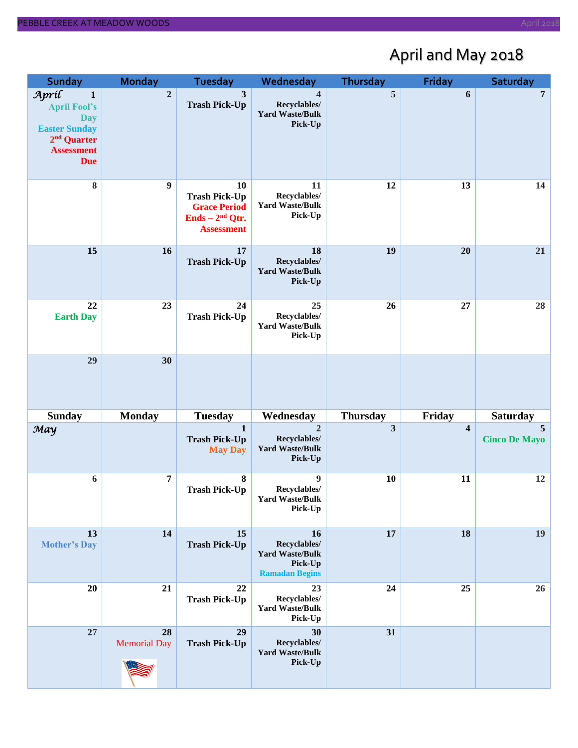# April and May 2018

| Sunday | Monday | Tuesday | Wednesday | Thursday | Friday | Saturday |
|---|---|---|---|---|---|---|
| *April* 1 April Fool's Day Easter Sunday 2nd Quarter Assessment Due | 2 | 3 Trash Pick-Up | 4 Recyclables/ Yard Waste/Bulk Pick-Up | 5 | 6 | 7 |
| 8 | 9 | 10 Trash Pick-Up Grace Period Ends – 2nd Qtr. Assessment | 11 Recyclables/ Yard Waste/Bulk Pick-Up | 12 | 13 | 14 |
| 15 | 16 | 17 Trash Pick-Up | 18 Recyclables/ Yard Waste/Bulk Pick-Up | 19 | 20 | 21 |
| 22 Earth Day | 23 | 24 Trash Pick-Up | 25 Recyclables/ Yard Waste/Bulk Pick-Up | 26 | 27 | 28 |
| 29 | 30 | | | | | |

| Sunday | Monday | Tuesday | Wednesday | Thursday | Friday | Saturday |
|---|---|---|---|---|---|---|
| *May* | | 1 Trash Pick-Up May Day | 2 Recyclables/ Yard Waste/Bulk Pick-Up | 3 | 4 | 5 Cinco De Mayo |
| 6 | 7 | 8 Trash Pick-Up | 9 Recyclables/ Yard Waste/Bulk Pick-Up | 10 | 11 | 12 |
| 13 Mother's Day | 14 | 15 Trash Pick-Up | 16 Recyclables/ Yard Waste/Bulk Pick-Up Ramadan Begins | 17 | 18 | 19 |
| 20 | 21 | 22 Trash Pick-Up | 23 Recyclables/ Yard Waste/Bulk Pick-Up | 24 | 25 | 26 |
| 27 | 28 Memorial Day | 29 Trash Pick-Up | 30 Recyclables/ Yard Waste/Bulk Pick-Up | 31 | | |